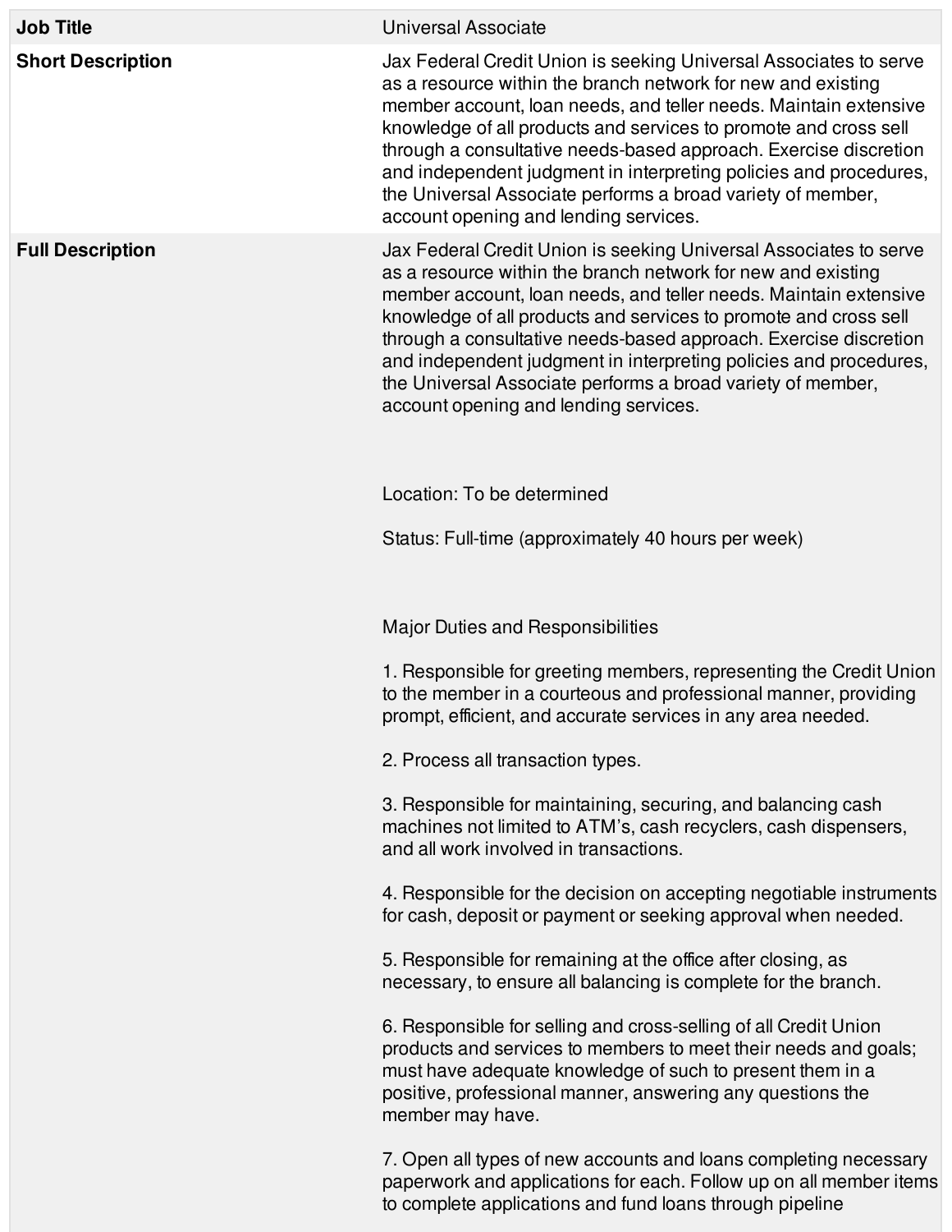| Job Title | Universal Associate |
| --- | --- |
| **Short Description** | Jax Federal Credit Union is seeking Universal Associates to serve as a resource within the branch network for new and existing member account, loan needs, and teller needs. Maintain extensive knowledge of all products and services to promote and cross sell through a consultative needs-based approach. Exercise discretion and independent judgment in interpreting policies and procedures, the Universal Associate performs a broad variety of member, account opening and lending services. |
| **Full Description** | Jax Federal Credit Union is seeking Universal Associates to serve as a resource within the branch network for new and existing member account, loan needs, and teller needs. Maintain extensive knowledge of all products and services to promote and cross sell through a consultative needs-based approach. Exercise discretion and independent judgment in interpreting policies and procedures, the Universal Associate performs a broad variety of member, account opening and lending services.<br><br>Location: To be determined<br><br>Status: Full-time (approximately 40 hours per week)<br><br>Major Duties and Responsibilities<br><br>1. Responsible for greeting members, representing the Credit Union to the member in a courteous and professional manner, providing prompt, efficient, and accurate services in any area needed.<br><br>2. Process all transaction types.<br><br>3. Responsible for maintaining, securing, and balancing cash machines not limited to ATM's, cash recyclers, cash dispensers, and all work involved in transactions.<br><br>4. Responsible for the decision on accepting negotiable instruments for cash, deposit or payment or seeking approval when needed.<br><br>5. Responsible for remaining at the office after closing, as necessary, to ensure all balancing is complete for the branch.<br><br>6. Responsible for selling and cross-selling of all Credit Union products and services to members to meet their needs and goals; must have adequate knowledge of such to present them in a positive, professional manner, answering any questions the member may have.<br><br>7. Open all types of new accounts and loans completing necessary paperwork and applications for each. Follow up on all member items to complete applications and fund loans through pipeline |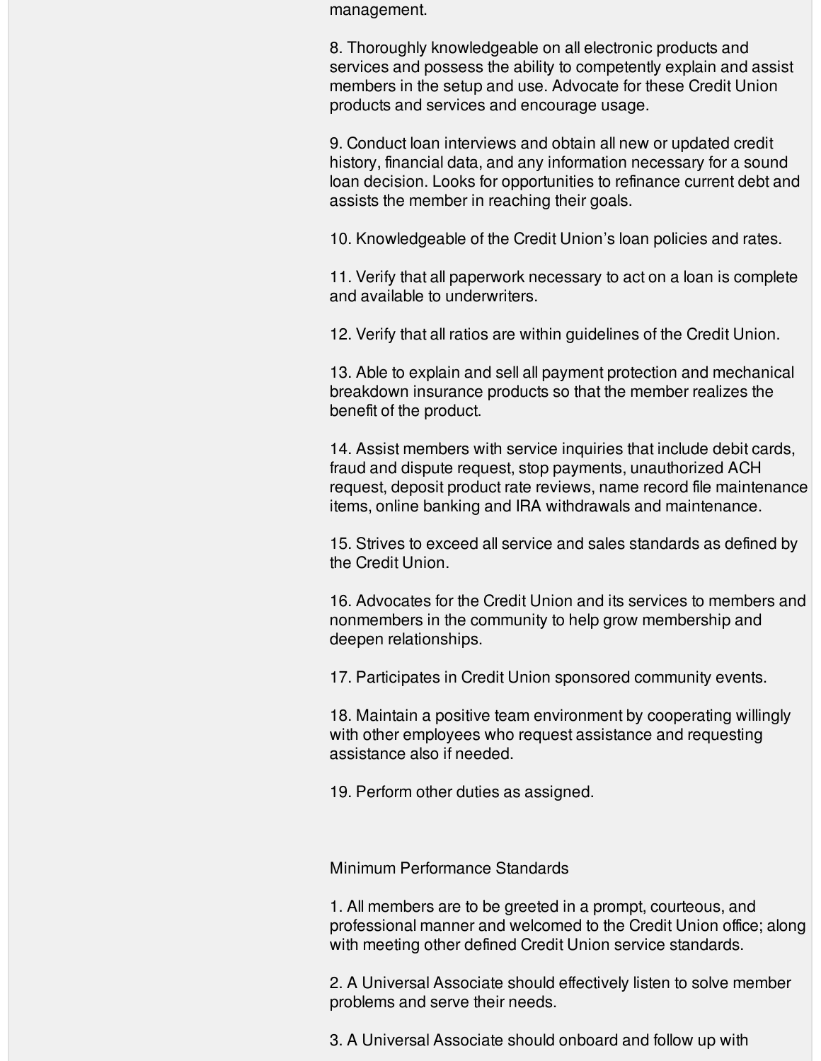management.

8. Thoroughly knowledgeable on all electronic products and services and possess the ability to competently explain and assist members in the setup and use. Advocate for these Credit Union products and services and encourage usage.

9. Conduct loan interviews and obtain all new or updated credit history, financial data, and any information necessary for a sound loan decision. Looks for opportunities to refinance current debt and assists the member in reaching their goals.

10. Knowledgeable of the Credit Union's loan policies and rates.

11. Verify that all paperwork necessary to act on a loan is complete and available to underwriters.

12. Verify that all ratios are within guidelines of the Credit Union.

13. Able to explain and sell all payment protection and mechanical breakdown insurance products so that the member realizes the benefit of the product.

14. Assist members with service inquiries that include debit cards, fraud and dispute request, stop payments, unauthorized ACH request, deposit product rate reviews, name record file maintenance items, online banking and IRA withdrawals and maintenance.

15. Strives to exceed all service and sales standards as defined by the Credit Union.

16. Advocates for the Credit Union and its services to members and nonmembers in the community to help grow membership and deepen relationships.

17. Participates in Credit Union sponsored community events.

18. Maintain a positive team environment by cooperating willingly with other employees who request assistance and requesting assistance also if needed.

19. Perform other duties as assigned.

## Minimum Performance Standards

1. All members are to be greeted in a prompt, courteous, and professional manner and welcomed to the Credit Union office; along with meeting other defined Credit Union service standards.

2. A Universal Associate should effectively listen to solve member problems and serve their needs.

3. A Universal Associate should onboard and follow up with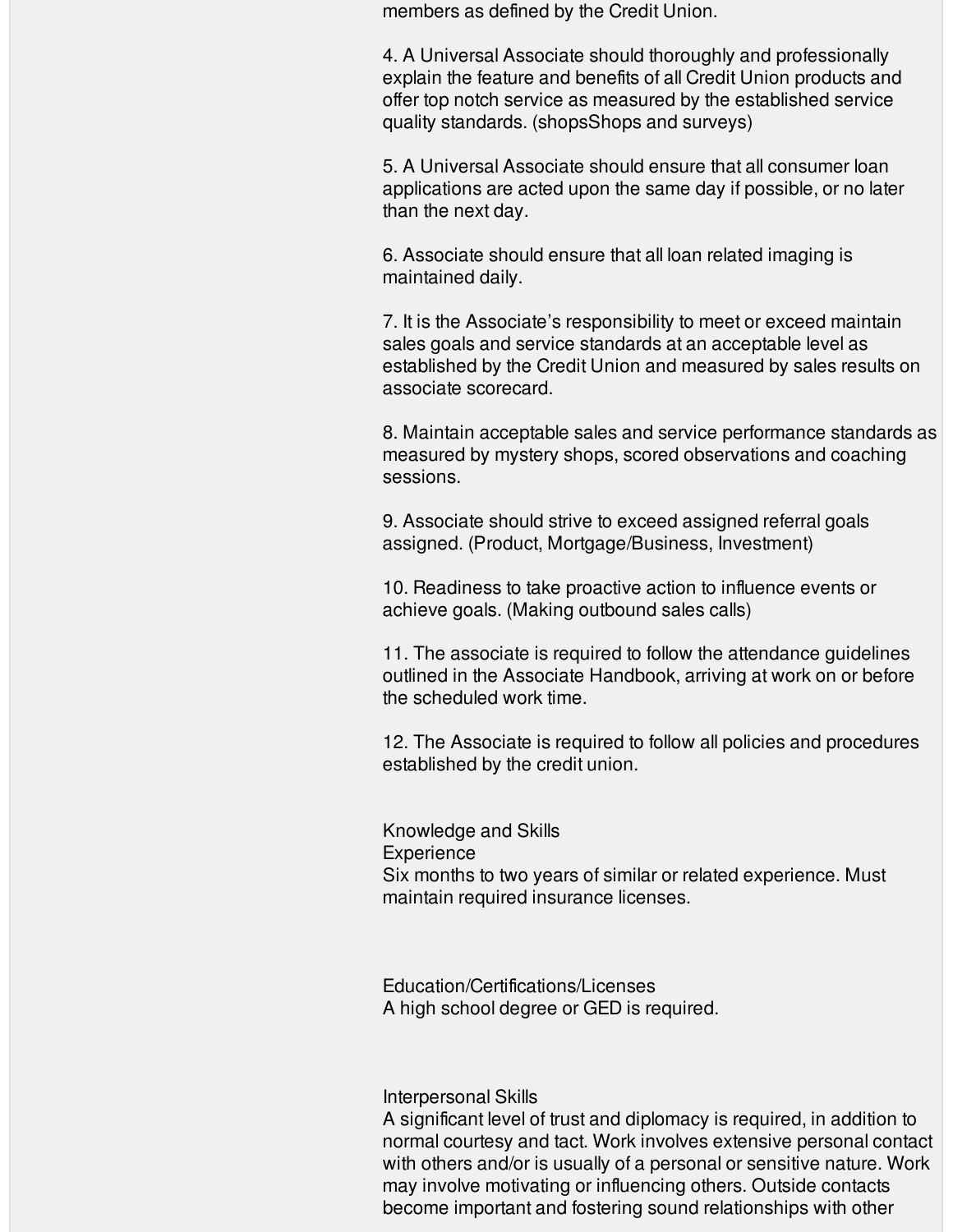members as defined by the Credit Union.

4. A Universal Associate should thoroughly and professionally explain the feature and benefits of all Credit Union products and offer top notch service as measured by the established service quality standards. (shopsShops and surveys)

5. A Universal Associate should ensure that all consumer loan applications are acted upon the same day if possible, or no later than the next day.

6. Associate should ensure that all loan related imaging is maintained daily.

7. It is the Associate's responsibility to meet or exceed maintain sales goals and service standards at an acceptable level as established by the Credit Union and measured by sales results on associate scorecard.

8. Maintain acceptable sales and service performance standards as measured by mystery shops, scored observations and coaching sessions.

9. Associate should strive to exceed assigned referral goals assigned. (Product, Mortgage/Business, Investment)

10. Readiness to take proactive action to influence events or achieve goals. (Making outbound sales calls)

11. The associate is required to follow the attendance guidelines outlined in the Associate Handbook, arriving at work on or before the scheduled work time.

12. The Associate is required to follow all policies and procedures established by the credit union.

## Knowledge and Skills

### Experience

Six months to two years of similar or related experience. Must maintain required insurance licenses.

### Education/Certifications/Licenses

A high school degree or GED is required.

### Interpersonal Skills

A significant level of trust and diplomacy is required, in addition to normal courtesy and tact. Work involves extensive personal contact with others and/or is usually of a personal or sensitive nature. Work may involve motivating or influencing others. Outside contacts become important and fostering sound relationships with other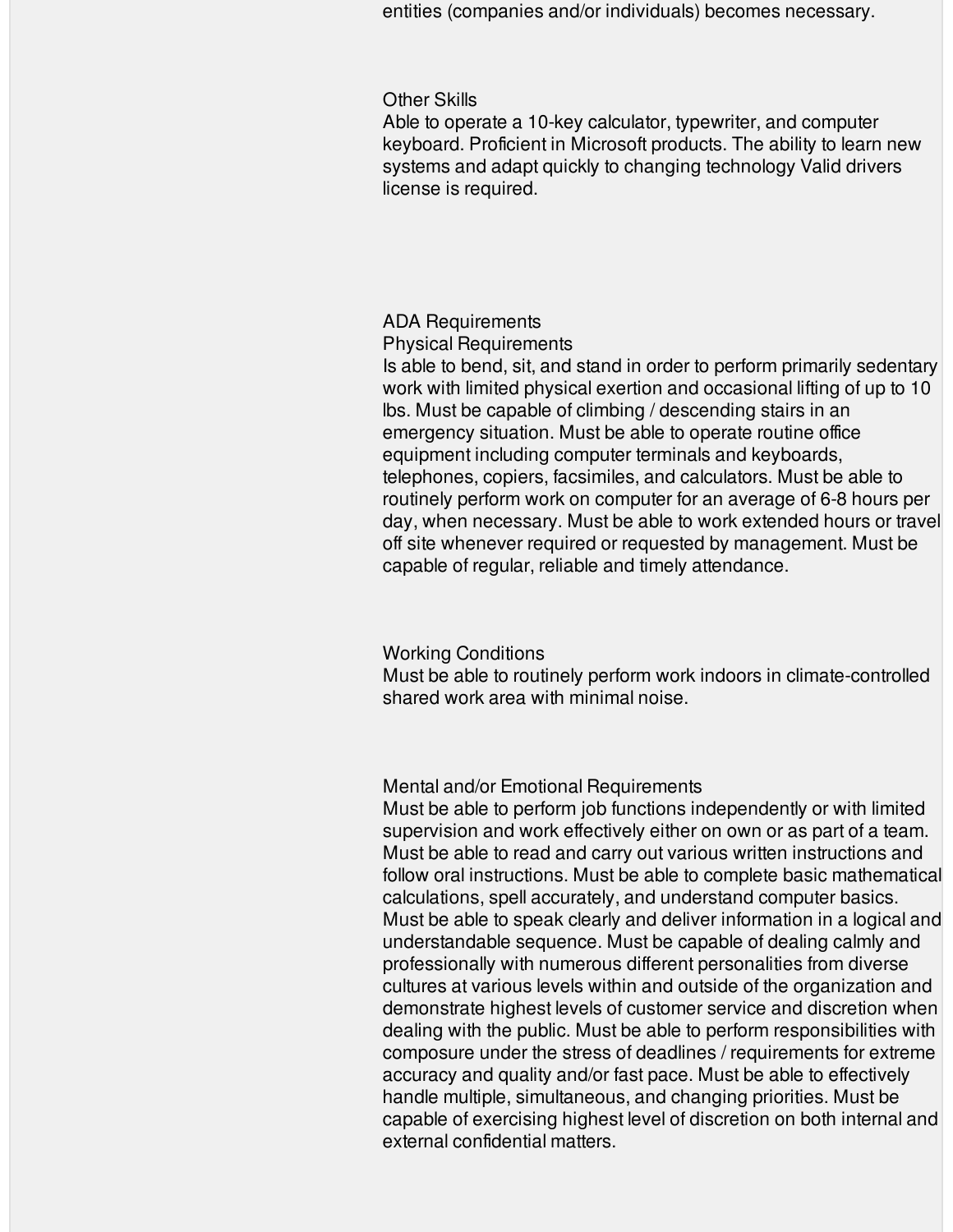entities (companies and/or individuals) becomes necessary.

### Other Skills

Able to operate a 10-key calculator, typewriter, and computer keyboard. Proficient in Microsoft products. The ability to learn new systems and adapt quickly to changing technology Valid drivers license is required.

## ADA Requirements

### Physical Requirements

Is able to bend, sit, and stand in order to perform primarily sedentary work with limited physical exertion and occasional lifting of up to 10 lbs. Must be capable of climbing / descending stairs in an emergency situation. Must be able to operate routine office equipment including computer terminals and keyboards, telephones, copiers, facsimiles, and calculators. Must be able to routinely perform work on computer for an average of 6-8 hours per day, when necessary. Must be able to work extended hours or travel off site whenever required or requested by management. Must be capable of regular, reliable and timely attendance.

### Working Conditions

Must be able to routinely perform work indoors in climate-controlled shared work area with minimal noise.

### Mental and/or Emotional Requirements

Must be able to perform job functions independently or with limited supervision and work effectively either on own or as part of a team. Must be able to read and carry out various written instructions and follow oral instructions. Must be able to complete basic mathematical calculations, spell accurately, and understand computer basics. Must be able to speak clearly and deliver information in a logical and understandable sequence. Must be capable of dealing calmly and professionally with numerous different personalities from diverse cultures at various levels within and outside of the organization and demonstrate highest levels of customer service and discretion when dealing with the public. Must be able to perform responsibilities with composure under the stress of deadlines / requirements for extreme accuracy and quality and/or fast pace. Must be able to effectively handle multiple, simultaneous, and changing priorities. Must be capable of exercising highest level of discretion on both internal and external confidential matters.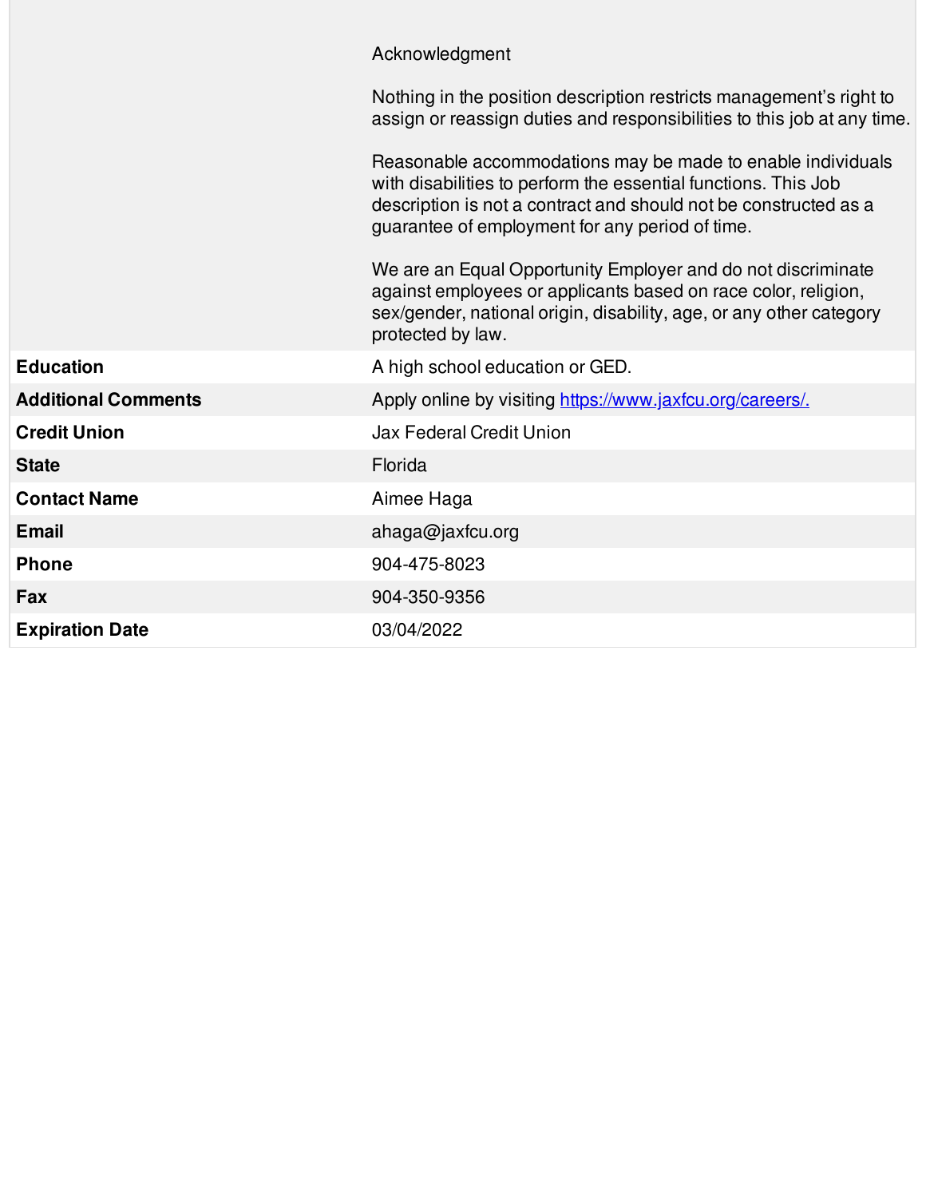| | |
|---|---|
| | Acknowledgment<br><br>Nothing in the position description restricts management's right to assign or reassign duties and responsibilities to this job at any time.<br><br>Reasonable accommodations may be made to enable individuals with disabilities to perform the essential functions. This Job description is not a contract and should not be constructed as a guarantee of employment for any period of time.<br><br>We are an Equal Opportunity Employer and do not discriminate against employees or applicants based on race color, religion, sex/gender, national origin, disability, age, or any other category protected by law. |
| **Education** | A high school education or GED. |
| **Additional Comments** | Apply online by visiting [https://www.jaxfcu.org/careers/.](https://www.jaxfcu.org/careers/) |
| **Credit Union** | Jax Federal Credit Union |
| **State** | Florida |
| **Contact Name** | Aimee Haga |
| **Email** | ahaga@jaxfcu.org |
| **Phone** | 904-475-8023 |
| **Fax** | 904-350-9356 |
| **Expiration Date** | 03/04/2022 |